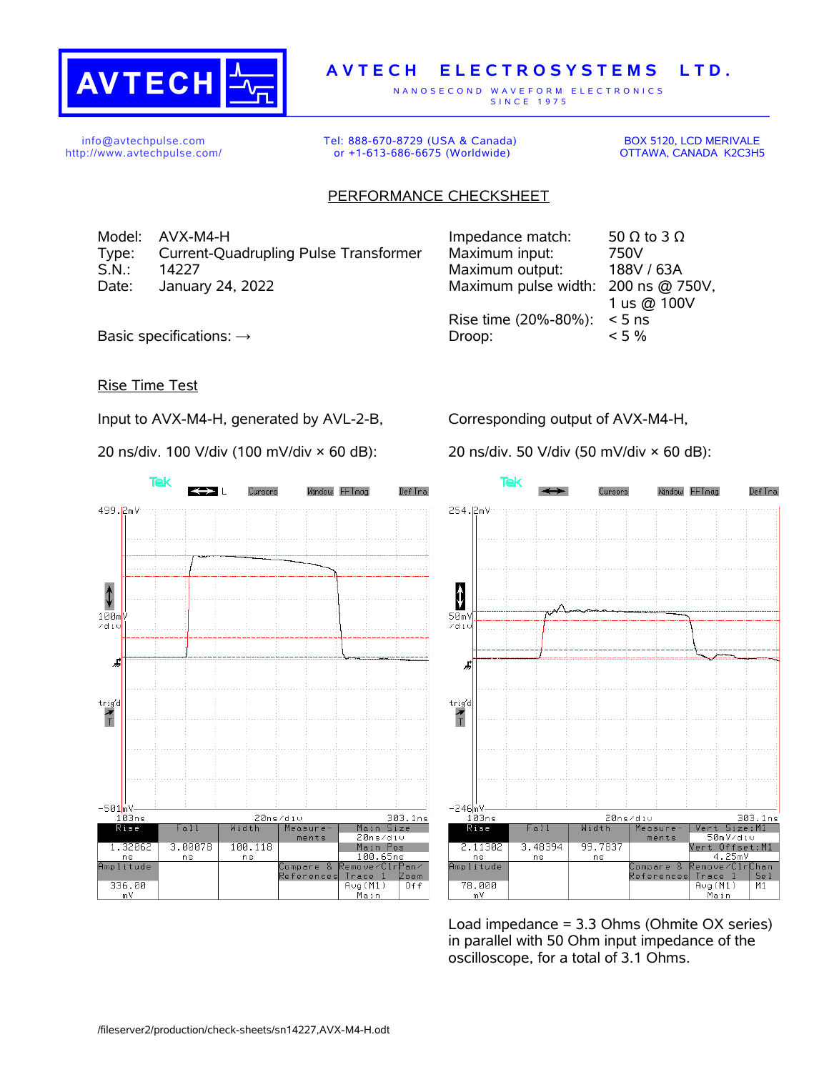AVTECH ELECTROSYSTEMS LTD.

NANOSECOND WAVEFORM ELECTRONICS
SINCE 1975

info@avtechpulse.com
http://www.avtechpulse.com/

Tel: 888-670-8729 (USA & Canada)
or +1-613-686-6675 (Worldwide)

BOX 5120, LCD MERIVALE
OTTAWA, CANADA K2C3H5

## PERFORMANCE CHECKSHEET

Model: AVX-M4-H
Type: Current-Quadrupling Pulse Transformer
S.N.: 14227
Date: January 24, 2022

Basic specifications: →

Impedance match: 50 Ω to 3 Ω
Maximum input: 750V
Maximum output: 188V / 63A
Maximum pulse width: 200 ns @ 750V, 1 us @ 100V
Rise time (20%-80%): < 5 ns
Droop: < 5 %

### Rise Time Test

Input to AVX-M4-H, generated by AVL-2-B,

20 ns/div. 100 V/div (100 mV/div × 60 dB):

Corresponding output of AVX-M4-H,

20 ns/div. 50 V/div (50 mV/div × 60 dB):

Load impedance = 3.3 Ohms (Ohmite OX series) in parallel with 50 Ohm input impedance of the oscilloscope, for a total of 3.1 Ohms.

/fileserver2/production/check-sheets/sn14227,AVX-M4-H.odt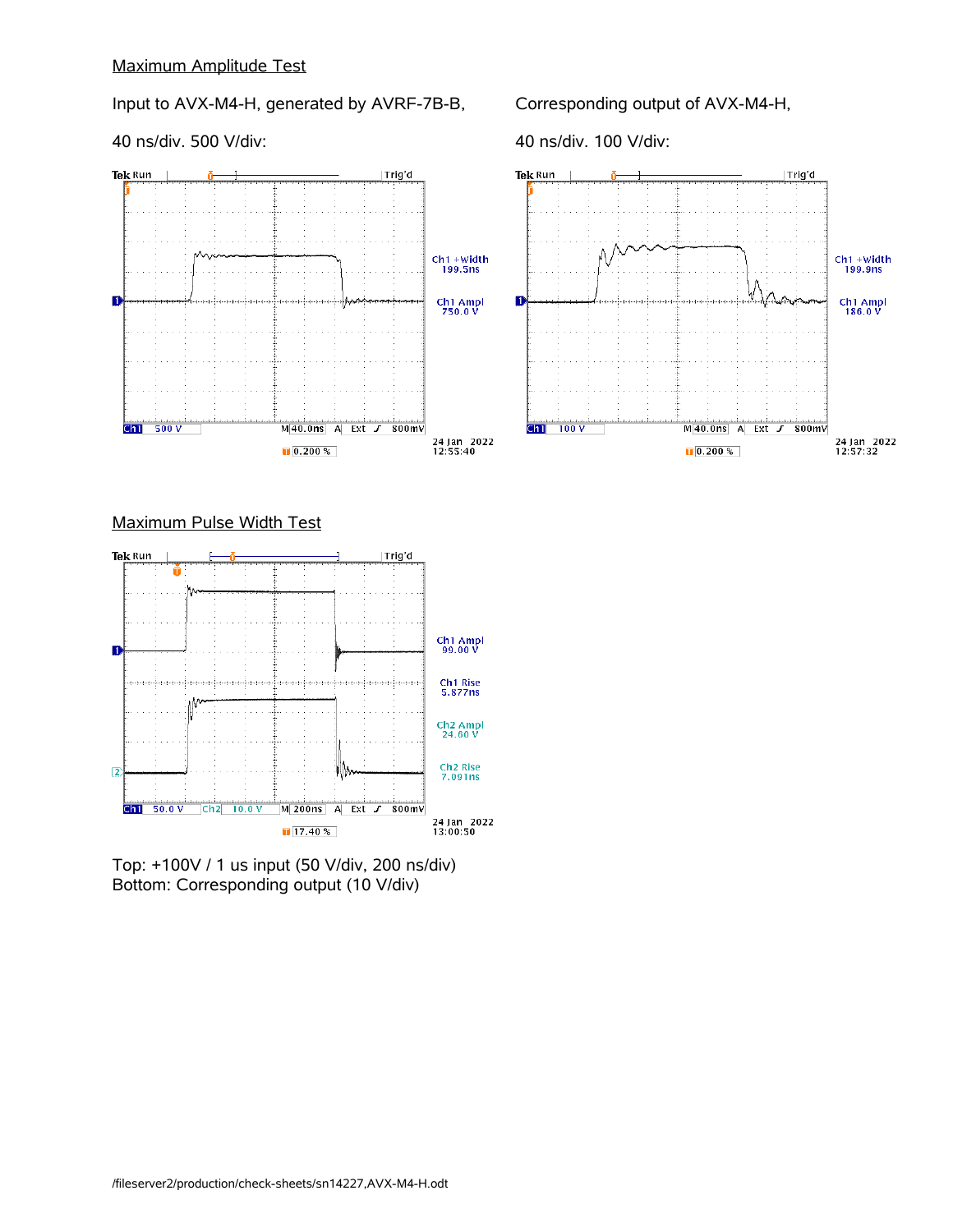Maximum Amplitude Test

Input to AVX-M4-H, generated by AVRF-7B-B,

40 ns/div. 500 V/div:

Tek Run
Trig'd
Ch1 +Width
199.5ns
Ch1 Ampl
750.0 V
Ch1 500 V
M 40.0ns A Ext ∫ 800mV
0.200 %
24 Jan 2022
12:55:40

Corresponding output of AVX-M4-H,

40 ns/div. 100 V/div:

Tek Run
Trig'd
Ch1 +Width
199.9ns
Ch1 Ampl
186.0 V
Ch1 100 V
M 40.0ns A Ext ∫ 800mV
0.200 %
24 Jan 2022
12:57:32

Maximum Pulse Width Test

Tek Run
Trig'd
Ch1 Ampl
99.00 V
Ch1 Rise
5.877ns
Ch2 Ampl
24.60 V
Ch2 Rise
7.091ns
Ch1 50.0 V Ch2 10.0 V M 200ns A Ext ∫ 800mV
17.40 %
24 Jan 2022
13:00:50

Top: +100V / 1 us input (50 V/div, 200 ns/div)
Bottom: Corresponding output (10 V/div)

/fileserver2/production/check-sheets/sn14227,AVX-M4-H.odt